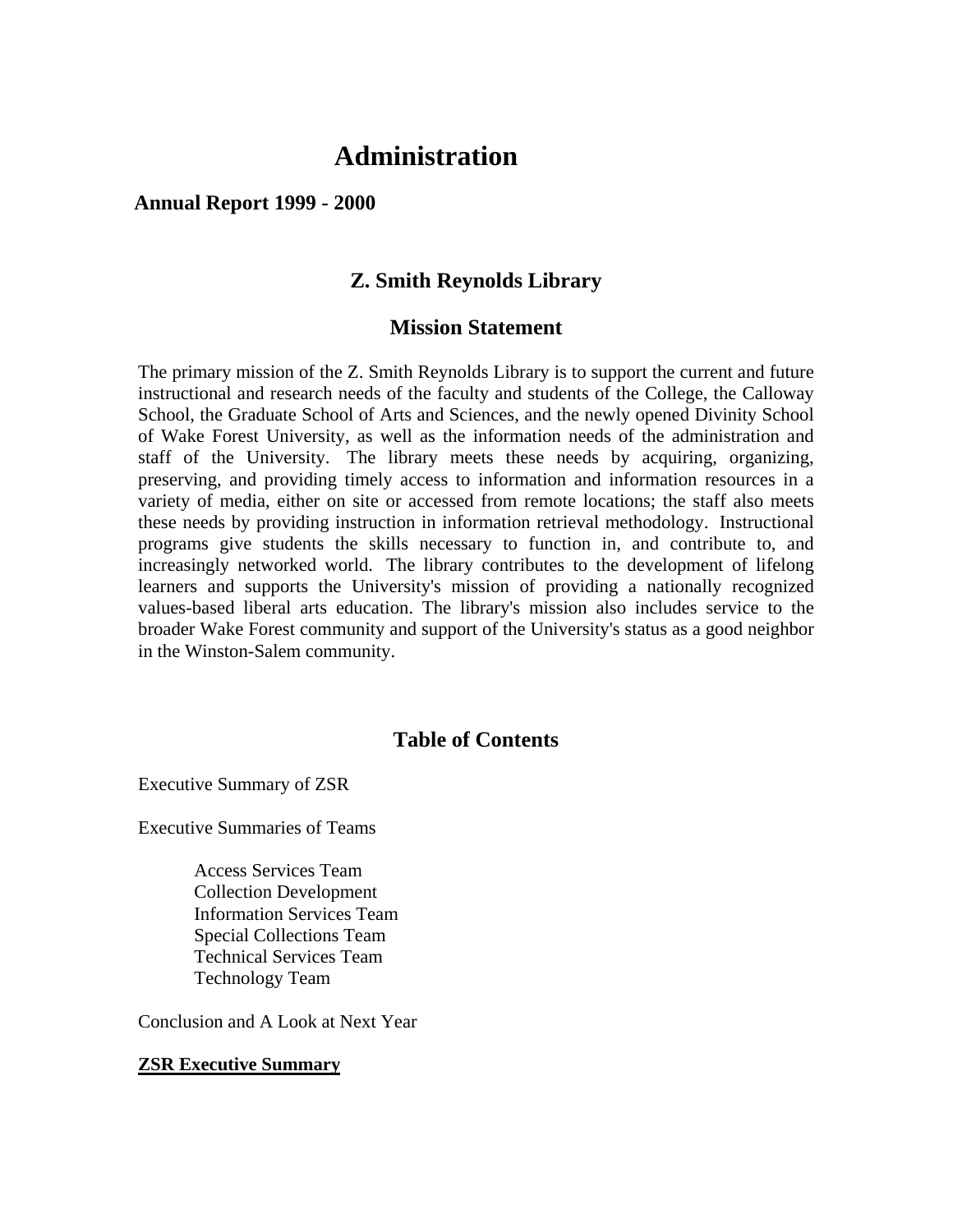# Administration

**Annual Report 1999 - 2000**

## Z. Smith Reynolds Library

### Mission Statement

The primary mission of the Z. Smith Reynolds Library is to support the current and future instructional and research needs of the faculty and students of the College, the Calloway School, the Graduate School of Arts and Sciences, and the newly opened Divinity School of Wake Forest University, as well as the information needs of the administration and staff of the University. The library meets these needs by acquiring, organizing, preserving, and providing timely access to information and information resources in a variety of media, either on site or accessed from remote locations; the staff also meets these needs by providing instruction in information retrieval methodology. Instructional programs give students the skills necessary to function in, and contribute to, and increasingly networked world. The library contributes to the development of lifelong learners and supports the University's mission of providing a nationally recognized values-based liberal arts education. The library's mission also includes service to the broader Wake Forest community and support of the University's status as a good neighbor in the Winston-Salem community.

### Table of Contents

Executive Summary of ZSR

Executive Summaries of Teams

- Access Services Team
- Collection Development
- Information Services Team
- Special Collections Team
- Technical Services Team
- Technology Team

Conclusion and A Look at Next Year

**ZSR Executive Summary**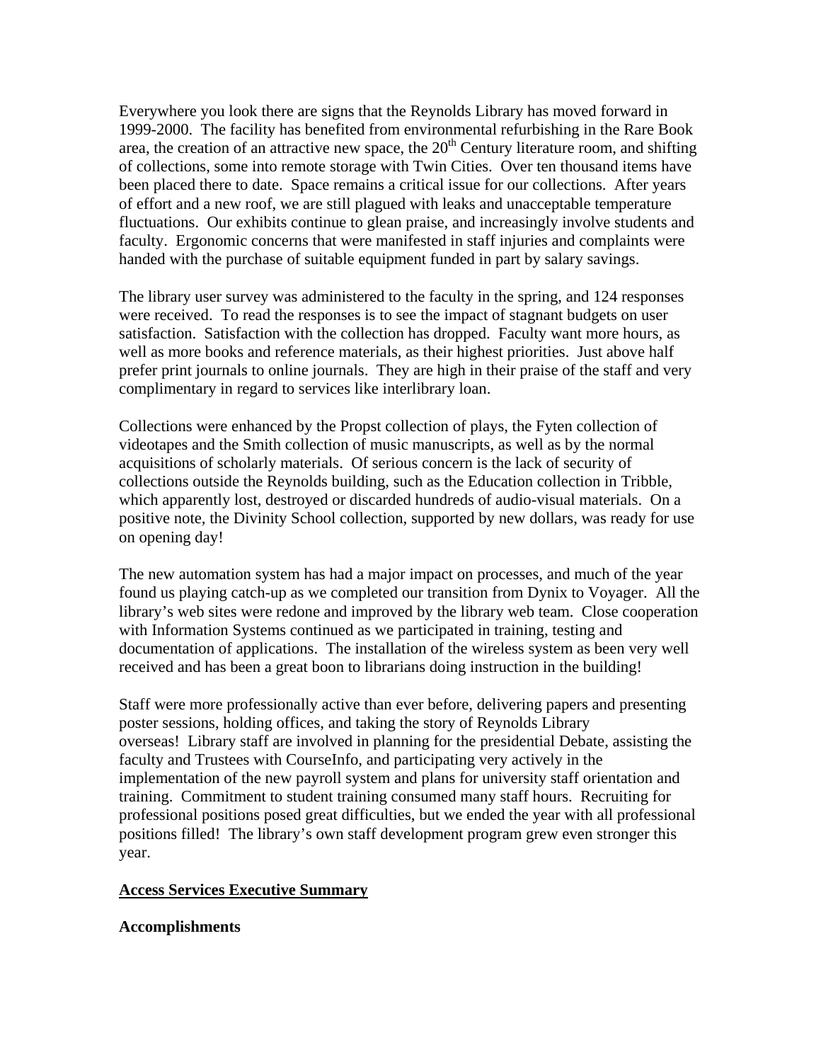Everywhere you look there are signs that the Reynolds Library has moved forward in 1999-2000. The facility has benefited from environmental refurbishing in the Rare Book area, the creation of an attractive new space, the 20th Century literature room, and shifting of collections, some into remote storage with Twin Cities. Over ten thousand items have been placed there to date. Space remains a critical issue for our collections. After years of effort and a new roof, we are still plagued with leaks and unacceptable temperature fluctuations. Our exhibits continue to glean praise, and increasingly involve students and faculty. Ergonomic concerns that were manifested in staff injuries and complaints were handed with the purchase of suitable equipment funded in part by salary savings.

The library user survey was administered to the faculty in the spring, and 124 responses were received. To read the responses is to see the impact of stagnant budgets on user satisfaction. Satisfaction with the collection has dropped. Faculty want more hours, as well as more books and reference materials, as their highest priorities. Just above half prefer print journals to online journals. They are high in their praise of the staff and very complimentary in regard to services like interlibrary loan.

Collections were enhanced by the Propst collection of plays, the Fyten collection of videotapes and the Smith collection of music manuscripts, as well as by the normal acquisitions of scholarly materials. Of serious concern is the lack of security of collections outside the Reynolds building, such as the Education collection in Tribble, which apparently lost, destroyed or discarded hundreds of audio-visual materials. On a positive note, the Divinity School collection, supported by new dollars, was ready for use on opening day!

The new automation system has had a major impact on processes, and much of the year found us playing catch-up as we completed our transition from Dynix to Voyager. All the library's web sites were redone and improved by the library web team. Close cooperation with Information Systems continued as we participated in training, testing and documentation of applications. The installation of the wireless system as been very well received and has been a great boon to librarians doing instruction in the building!

Staff were more professionally active than ever before, delivering papers and presenting poster sessions, holding offices, and taking the story of Reynolds Library overseas! Library staff are involved in planning for the presidential Debate, assisting the faculty and Trustees with CourseInfo, and participating very actively in the implementation of the new payroll system and plans for university staff orientation and training. Commitment to student training consumed many staff hours. Recruiting for professional positions posed great difficulties, but we ended the year with all professional positions filled! The library's own staff development program grew even stronger this year.

## <u>Access Services Executive Summary</u>

**Accomplishments**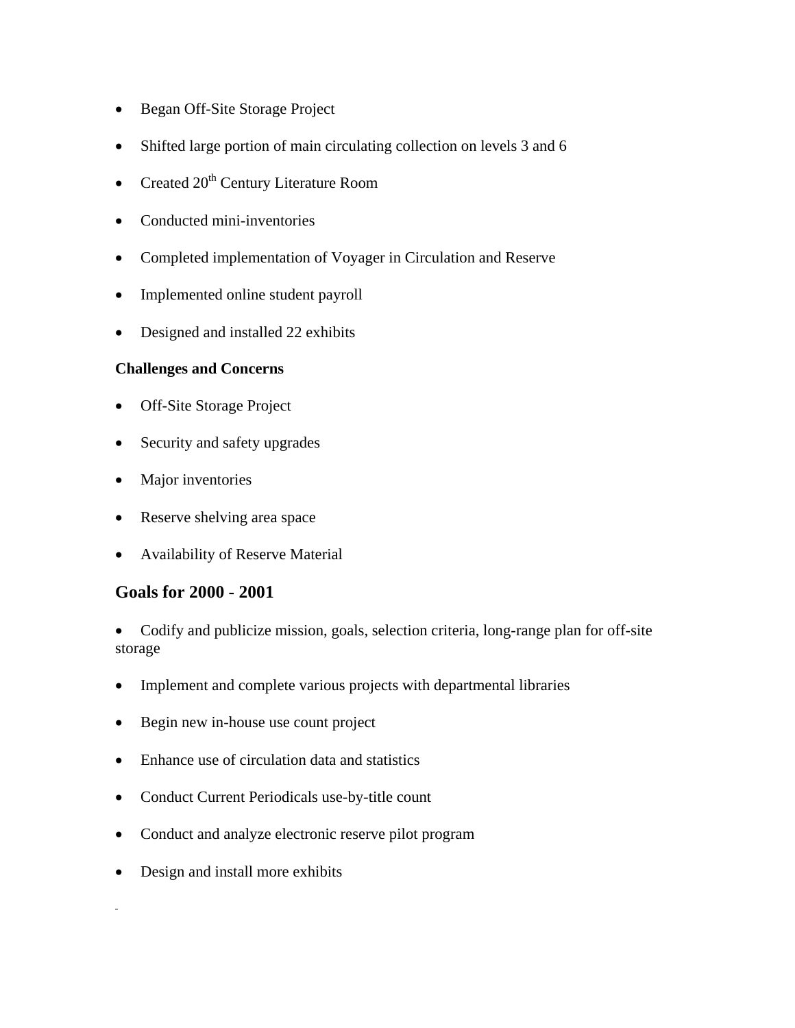- Began Off-Site Storage Project
- Shifted large portion of main circulating collection on levels 3 and 6
- Created 20th Century Literature Room
- Conducted mini-inventories
- Completed implementation of Voyager in Circulation and Reserve
- Implemented online student payroll
- Designed and installed 22 exhibits

**Challenges and Concerns**

- Off-Site Storage Project
- Security and safety upgrades
- Major inventories
- Reserve shelving area space
- Availability of Reserve Material

## Goals for 2000 - 2001

- Codify and publicize mission, goals, selection criteria, long-range plan for off-site storage
- Implement and complete various projects with departmental libraries
- Begin new in-house use count project
- Enhance use of circulation data and statistics
- Conduct Current Periodicals use-by-title count
- Conduct and analyze electronic reserve pilot program
- Design and install more exhibits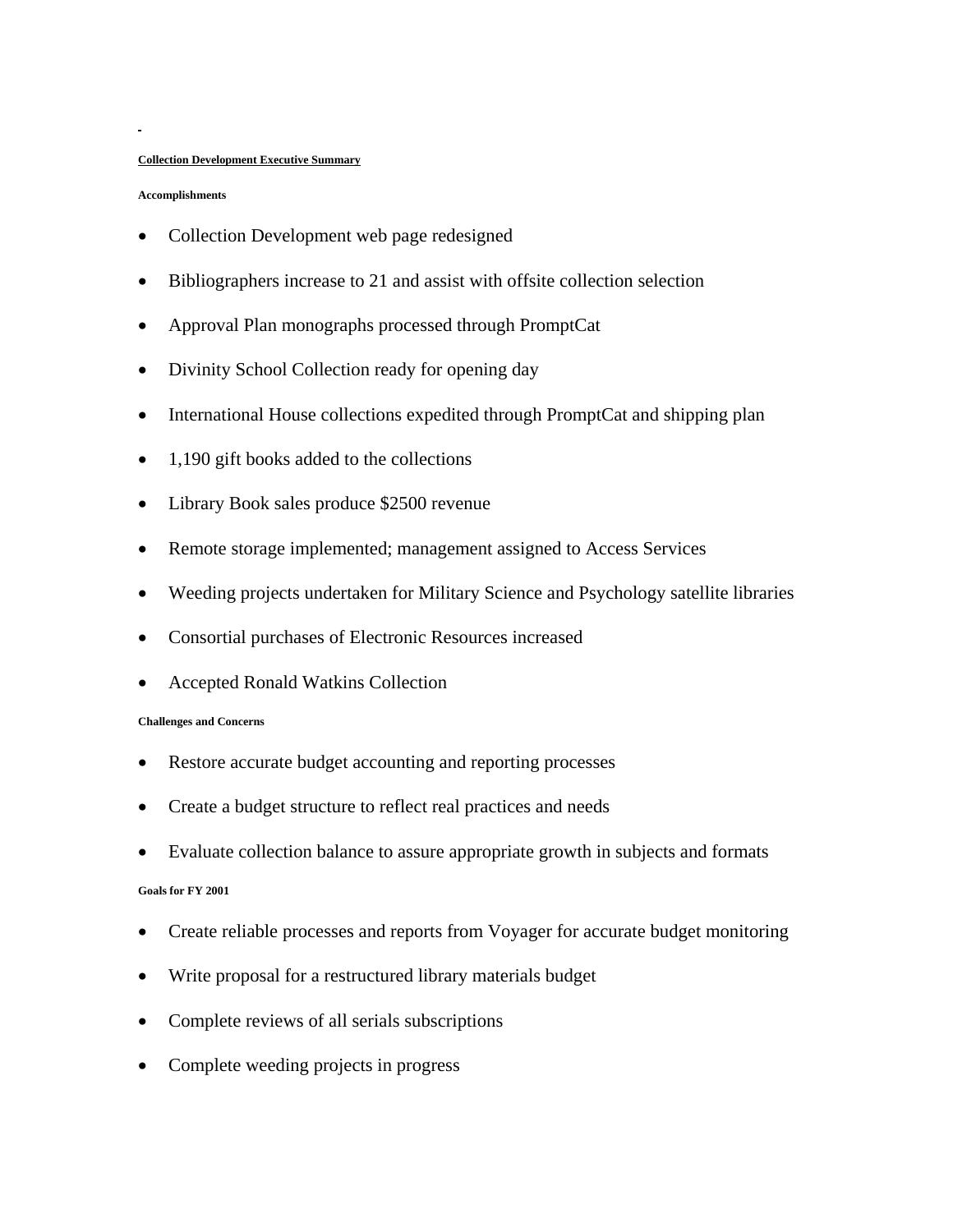## Collection Development Executive Summary

### Accomplishments

- Collection Development web page redesigned
- Bibliographers increase to 21 and assist with offsite collection selection
- Approval Plan monographs processed through PromptCat
- Divinity School Collection ready for opening day
- International House collections expedited through PromptCat and shipping plan
- 1,190 gift books added to the collections
- Library Book sales produce $2500 revenue
- Remote storage implemented; management assigned to Access Services
- Weeding projects undertaken for Military Science and Psychology satellite libraries
- Consortial purchases of Electronic Resources increased
- Accepted Ronald Watkins Collection

### Challenges and Concerns

- Restore accurate budget accounting and reporting processes
- Create a budget structure to reflect real practices and needs
- Evaluate collection balance to assure appropriate growth in subjects and formats

### Goals for FY 2001

- Create reliable processes and reports from Voyager for accurate budget monitoring
- Write proposal for a restructured library materials budget
- Complete reviews of all serials subscriptions
- Complete weeding projects in progress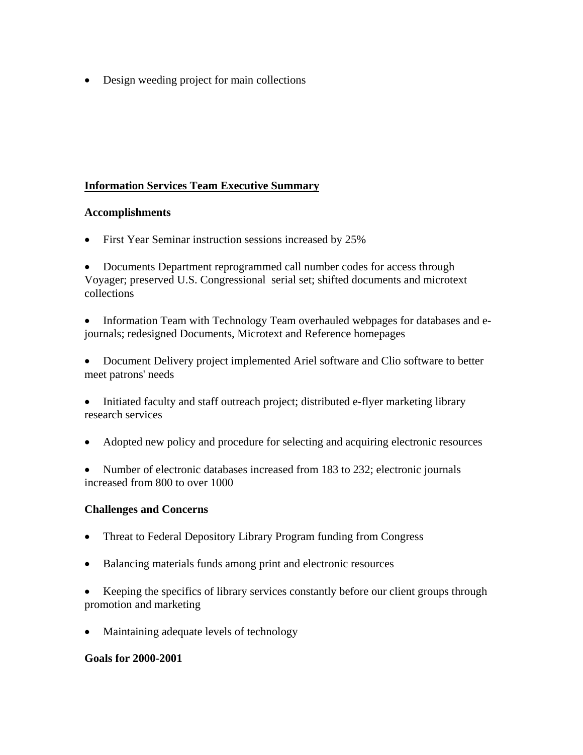- Design weeding project for main collections

## Information Services Team Executive Summary

### Accomplishments

- First Year Seminar instruction sessions increased by 25%
- Documents Department reprogrammed call number codes for access through Voyager; preserved U.S. Congressional serial set; shifted documents and microtext collections
- Information Team with Technology Team overhauled webpages for databases and e-journals; redesigned Documents, Microtext and Reference homepages
- Document Delivery project implemented Ariel software and Clio software to better meet patrons' needs
- Initiated faculty and staff outreach project; distributed e-flyer marketing library research services
- Adopted new policy and procedure for selecting and acquiring electronic resources
- Number of electronic databases increased from 183 to 232; electronic journals increased from 800 to over 1000

### Challenges and Concerns

- Threat to Federal Depository Library Program funding from Congress
- Balancing materials funds among print and electronic resources
- Keeping the specifics of library services constantly before our client groups through promotion and marketing
- Maintaining adequate levels of technology

### Goals for 2000-2001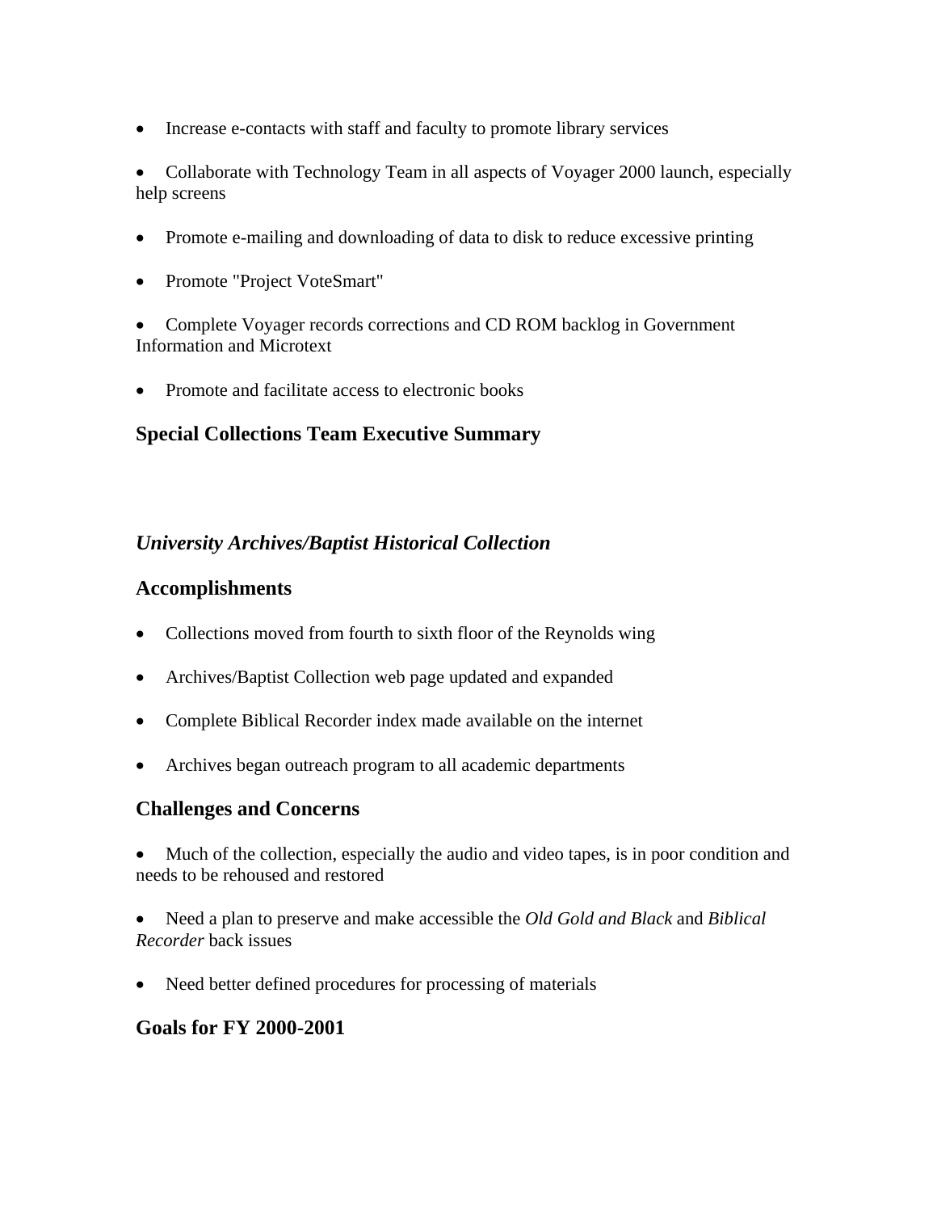- Increase e-contacts with staff and faculty to promote library services
- Collaborate with Technology Team in all aspects of Voyager 2000 launch, especially help screens
- Promote e-mailing and downloading of data to disk to reduce excessive printing
- Promote "Project VoteSmart"
- Complete Voyager records corrections and CD ROM backlog in Government Information and Microtext
- Promote and facilitate access to electronic books

### Special Collections Team Executive Summary

### *University Archives/Baptist Historical Collection*

### Accomplishments

- Collections moved from fourth to sixth floor of the Reynolds wing
- Archives/Baptist Collection web page updated and expanded
- Complete Biblical Recorder index made available on the internet
- Archives began outreach program to all academic departments

### Challenges and Concerns

- Much of the collection, especially the audio and video tapes, is in poor condition and needs to be rehoused and restored
- Need a plan to preserve and make accessible the *Old Gold and Black* and *Biblical Recorder* back issues
- Need better defined procedures for processing of materials

### Goals for FY 2000-2001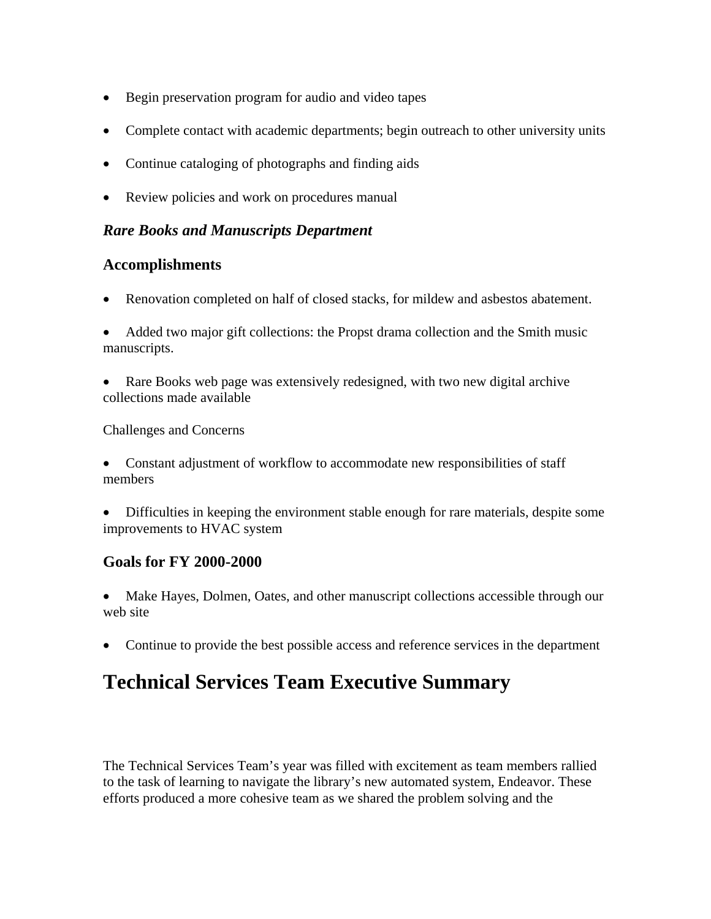- Begin preservation program for audio and video tapes
- Complete contact with academic departments; begin outreach to other university units
- Continue cataloging of photographs and finding aids
- Review policies and work on procedures manual

### *Rare Books and Manuscripts Department*

### Accomplishments

- Renovation completed on half of closed stacks, for mildew and asbestos abatement.
- Added two major gift collections: the Propst drama collection and the Smith music manuscripts.
- Rare Books web page was extensively redesigned, with two new digital archive collections made available

Challenges and Concerns

- Constant adjustment of workflow to accommodate new responsibilities of staff members
- Difficulties in keeping the environment stable enough for rare materials, despite some improvements to HVAC system

### Goals for FY 2000-2000

- Make Hayes, Dolmen, Oates, and other manuscript collections accessible through our web site
- Continue to provide the best possible access and reference services in the department

# Technical Services Team Executive Summary

The Technical Services Team's year was filled with excitement as team members rallied to the task of learning to navigate the library's new automated system, Endeavor. These efforts produced a more cohesive team as we shared the problem solving and the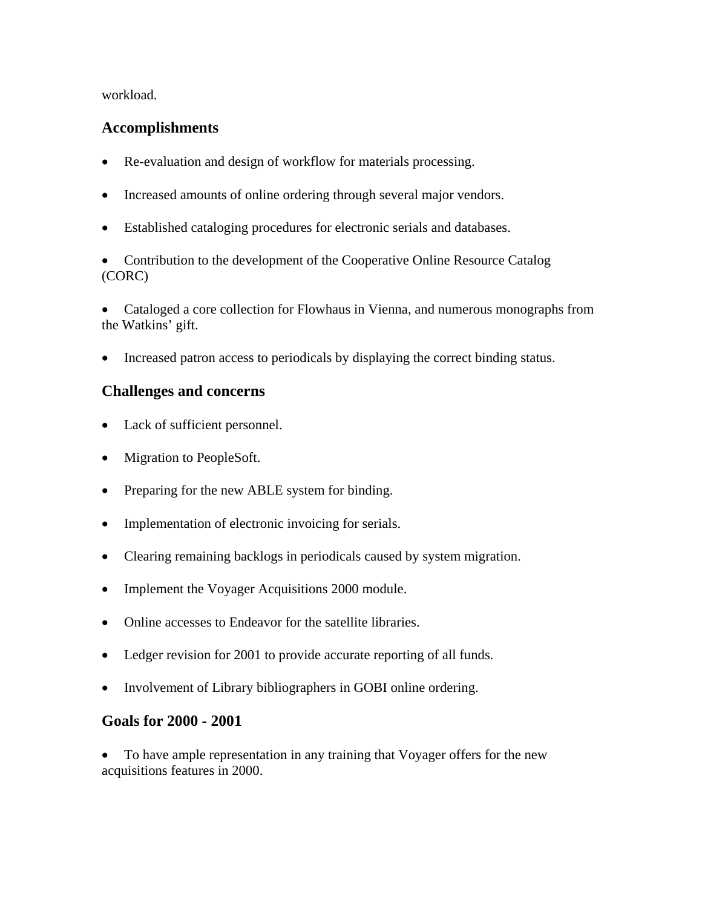workload.

## Accomplishments

- Re-evaluation and design of workflow for materials processing.
- Increased amounts of online ordering through several major vendors.
- Established cataloging procedures for electronic serials and databases.
- Contribution to the development of the Cooperative Online Resource Catalog (CORC)
- Cataloged a core collection for Flowhaus in Vienna, and numerous monographs from the Watkins' gift.
- Increased patron access to periodicals by displaying the correct binding status.

## Challenges and concerns

- Lack of sufficient personnel.
- Migration to PeopleSoft.
- Preparing for the new ABLE system for binding.
- Implementation of electronic invoicing for serials.
- Clearing remaining backlogs in periodicals caused by system migration.
- Implement the Voyager Acquisitions 2000 module.
- Online accesses to Endeavor for the satellite libraries.
- Ledger revision for 2001 to provide accurate reporting of all funds.
- Involvement of Library bibliographers in GOBI online ordering.

## Goals for 2000 - 2001

- To have ample representation in any training that Voyager offers for the new acquisitions features in 2000.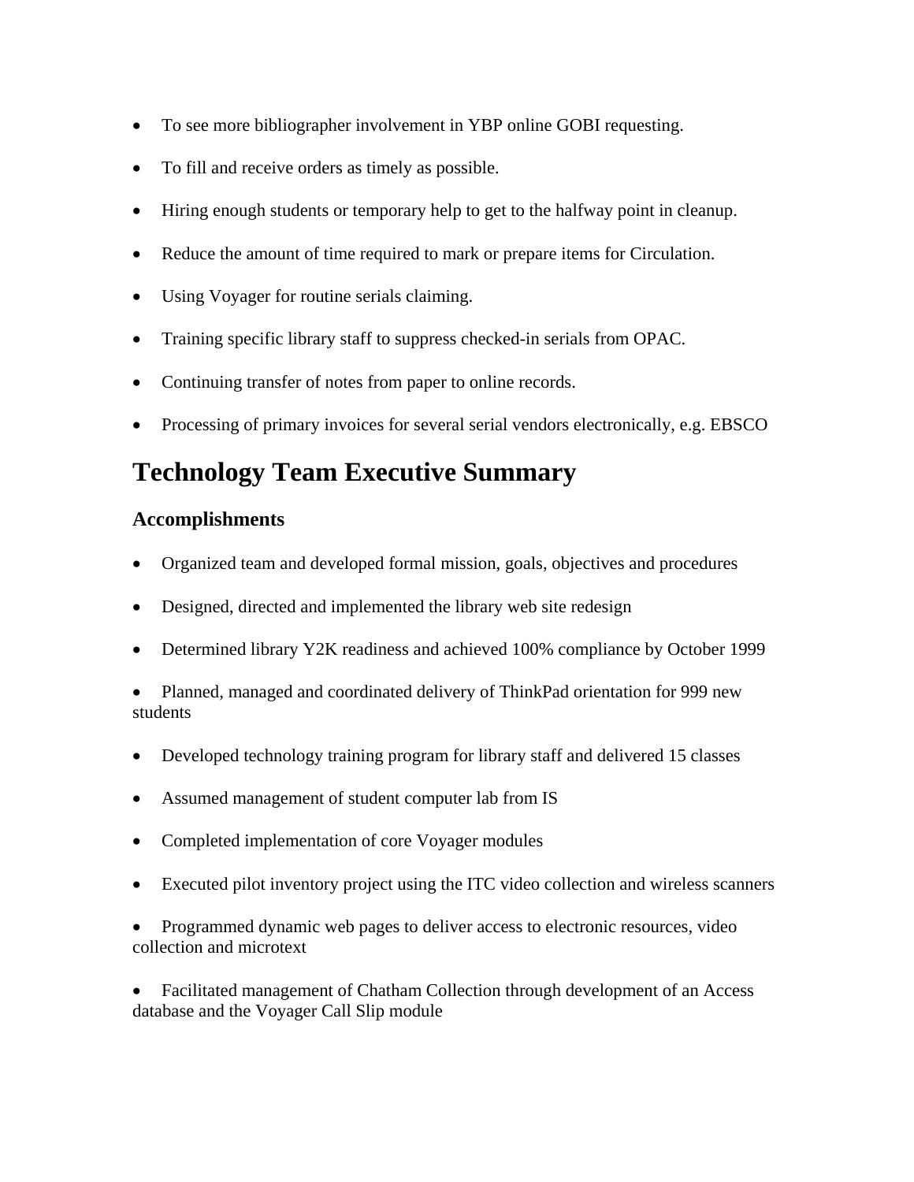- To see more bibliographer involvement in YBP online GOBI requesting.
- To fill and receive orders as timely as possible.
- Hiring enough students or temporary help to get to the halfway point in cleanup.
- Reduce the amount of time required to mark or prepare items for Circulation.
- Using Voyager for routine serials claiming.
- Training specific library staff to suppress checked-in serials from OPAC.
- Continuing transfer of notes from paper to online records.
- Processing of primary invoices for several serial vendors electronically, e.g. EBSCO

# Technology Team Executive Summary

## Accomplishments

- Organized team and developed formal mission, goals, objectives and procedures
- Designed, directed and implemented the library web site redesign
- Determined library Y2K readiness and achieved 100% compliance by October 1999
- Planned, managed and coordinated delivery of ThinkPad orientation for 999 new students
- Developed technology training program for library staff and delivered 15 classes
- Assumed management of student computer lab from IS
- Completed implementation of core Voyager modules
- Executed pilot inventory project using the ITC video collection and wireless scanners
- Programmed dynamic web pages to deliver access to electronic resources, video collection and microtext
- Facilitated management of Chatham Collection through development of an Access database and the Voyager Call Slip module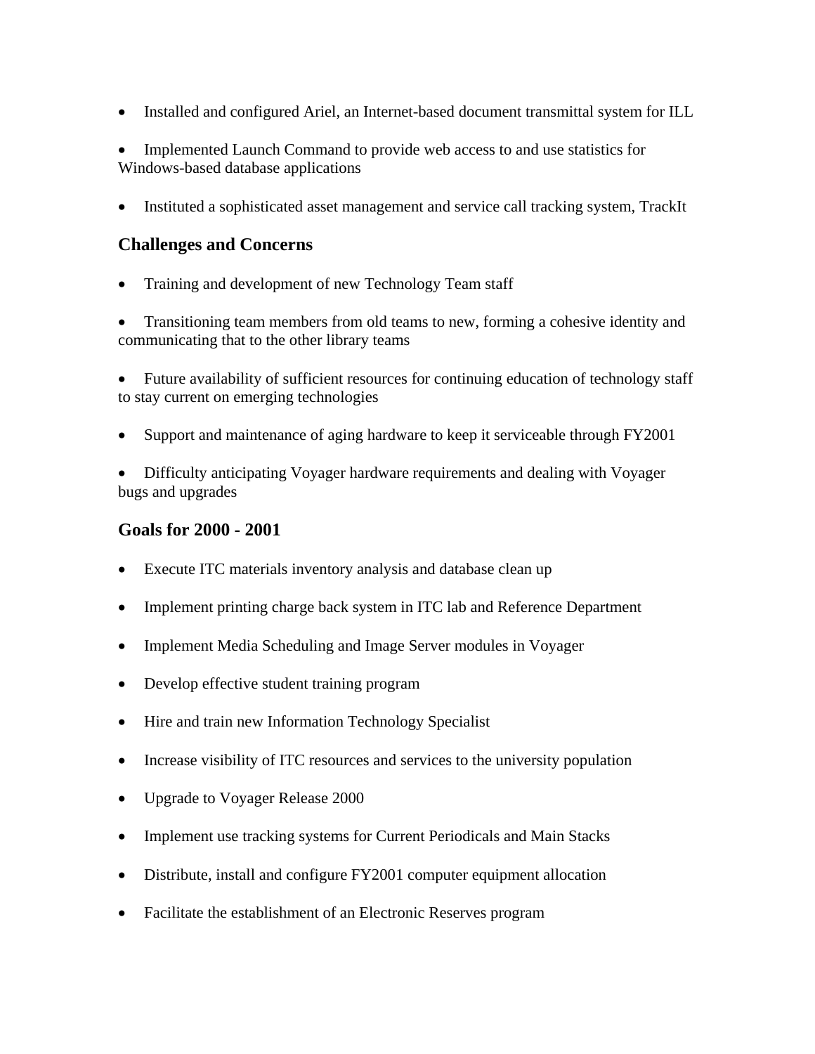- Installed and configured Ariel, an Internet-based document transmittal system for ILL
- Implemented Launch Command to provide web access to and use statistics for Windows-based database applications
- Instituted a sophisticated asset management and service call tracking system, TrackIt

## Challenges and Concerns

- Training and development of new Technology Team staff
- Transitioning team members from old teams to new, forming a cohesive identity and communicating that to the other library teams
- Future availability of sufficient resources for continuing education of technology staff to stay current on emerging technologies
- Support and maintenance of aging hardware to keep it serviceable through FY2001
- Difficulty anticipating Voyager hardware requirements and dealing with Voyager bugs and upgrades

## Goals for 2000 - 2001

- Execute ITC materials inventory analysis and database clean up
- Implement printing charge back system in ITC lab and Reference Department
- Implement Media Scheduling and Image Server modules in Voyager
- Develop effective student training program
- Hire and train new Information Technology Specialist
- Increase visibility of ITC resources and services to the university population
- Upgrade to Voyager Release 2000
- Implement use tracking systems for Current Periodicals and Main Stacks
- Distribute, install and configure FY2001 computer equipment allocation
- Facilitate the establishment of an Electronic Reserves program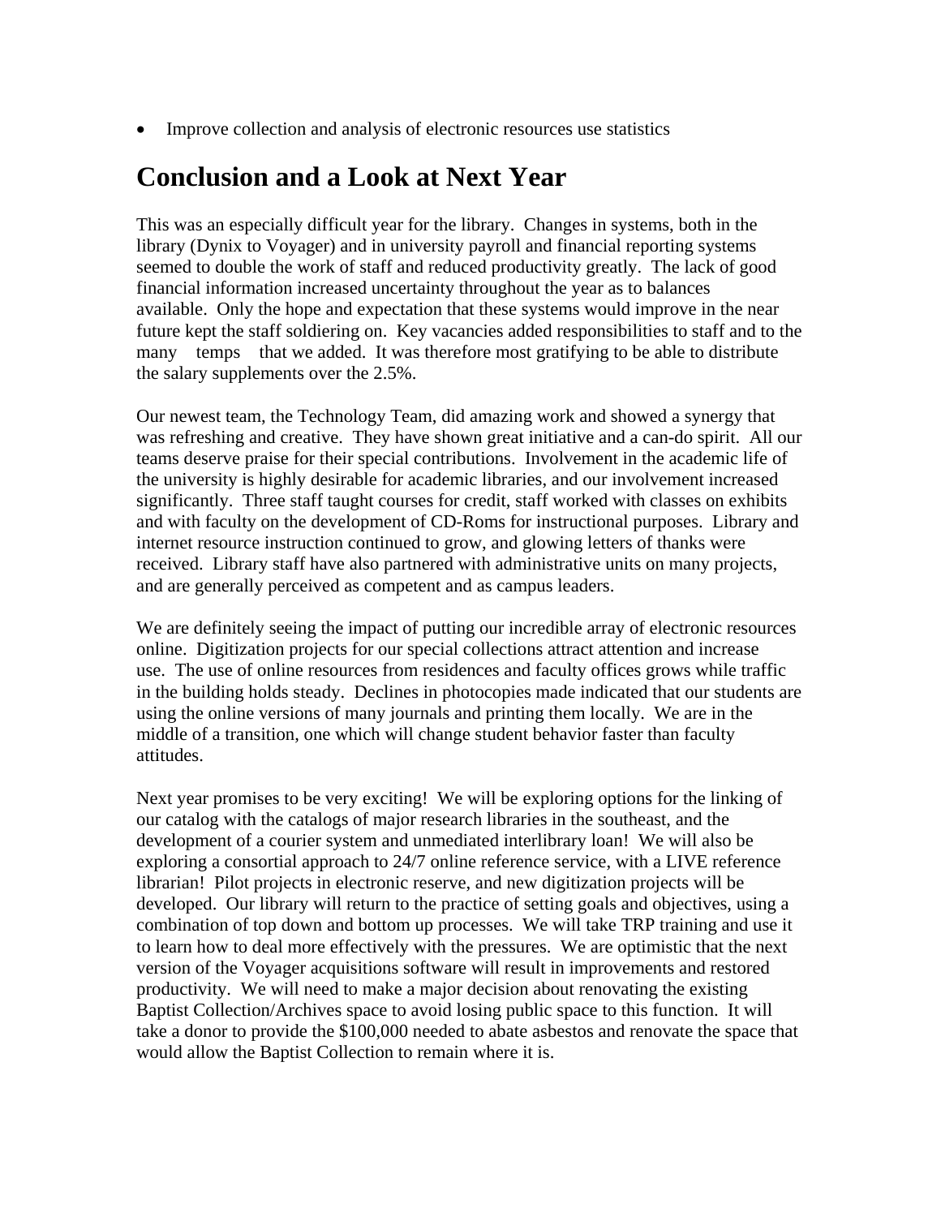- Improve collection and analysis of electronic resources use statistics

## Conclusion and a Look at Next Year

This was an especially difficult year for the library. Changes in systems, both in the library (Dynix to Voyager) and in university payroll and financial reporting systems seemed to double the work of staff and reduced productivity greatly. The lack of good financial information increased uncertainty throughout the year as to balances available. Only the hope and expectation that these systems would improve in the near future kept the staff soldiering on. Key vacancies added responsibilities to staff and to the many temps that we added. It was therefore most gratifying to be able to distribute the salary supplements over the 2.5%.

Our newest team, the Technology Team, did amazing work and showed a synergy that was refreshing and creative. They have shown great initiative and a can-do spirit. All our teams deserve praise for their special contributions. Involvement in the academic life of the university is highly desirable for academic libraries, and our involvement increased significantly. Three staff taught courses for credit, staff worked with classes on exhibits and with faculty on the development of CD-Roms for instructional purposes. Library and internet resource instruction continued to grow, and glowing letters of thanks were received. Library staff have also partnered with administrative units on many projects, and are generally perceived as competent and as campus leaders.

We are definitely seeing the impact of putting our incredible array of electronic resources online. Digitization projects for our special collections attract attention and increase use. The use of online resources from residences and faculty offices grows while traffic in the building holds steady. Declines in photocopies made indicated that our students are using the online versions of many journals and printing them locally. We are in the middle of a transition, one which will change student behavior faster than faculty attitudes.

Next year promises to be very exciting! We will be exploring options for the linking of our catalog with the catalogs of major research libraries in the southeast, and the development of a courier system and unmediated interlibrary loan! We will also be exploring a consortial approach to 24/7 online reference service, with a LIVE reference librarian! Pilot projects in electronic reserve, and new digitization projects will be developed. Our library will return to the practice of setting goals and objectives, using a combination of top down and bottom up processes. We will take TRP training and use it to learn how to deal more effectively with the pressures. We are optimistic that the next version of the Voyager acquisitions software will result in improvements and restored productivity. We will need to make a major decision about renovating the existing Baptist Collection/Archives space to avoid losing public space to this function. It will take a donor to provide the $100,000 needed to abate asbestos and renovate the space that would allow the Baptist Collection to remain where it is.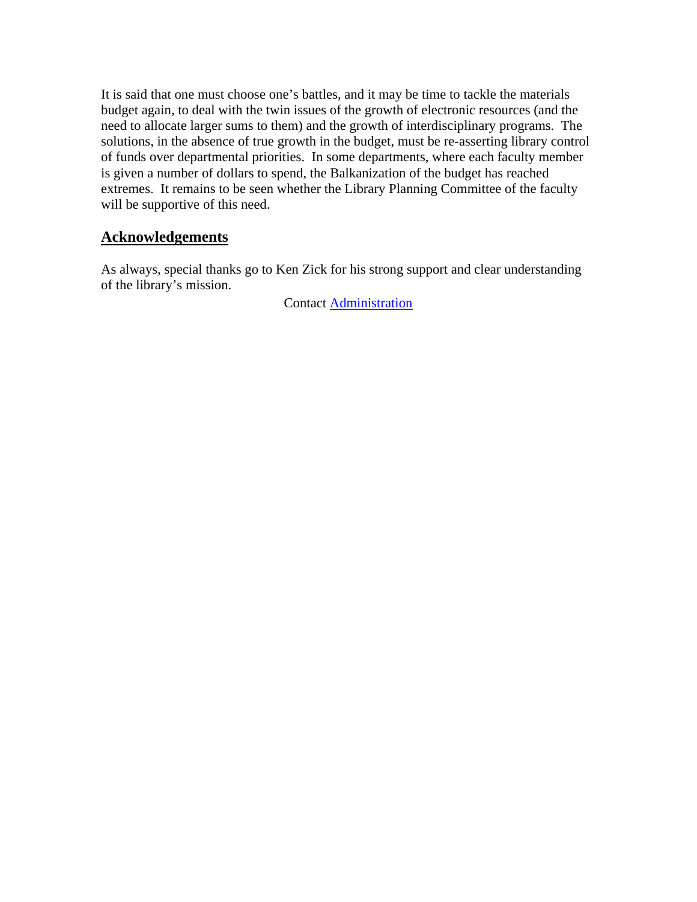It is said that one must choose one's battles, and it may be time to tackle the materials budget again, to deal with the twin issues of the growth of electronic resources (and the need to allocate larger sums to them) and the growth of interdisciplinary programs. The solutions, in the absence of true growth in the budget, must be re-asserting library control of funds over departmental priorities. In some departments, where each faculty member is given a number of dollars to spend, the Balkanization of the budget has reached extremes. It remains to be seen whether the Library Planning Committee of the faculty will be supportive of this need.

## Acknowledgements

As always, special thanks go to Ken Zick for his strong support and clear understanding of the library's mission.

Contact Administration